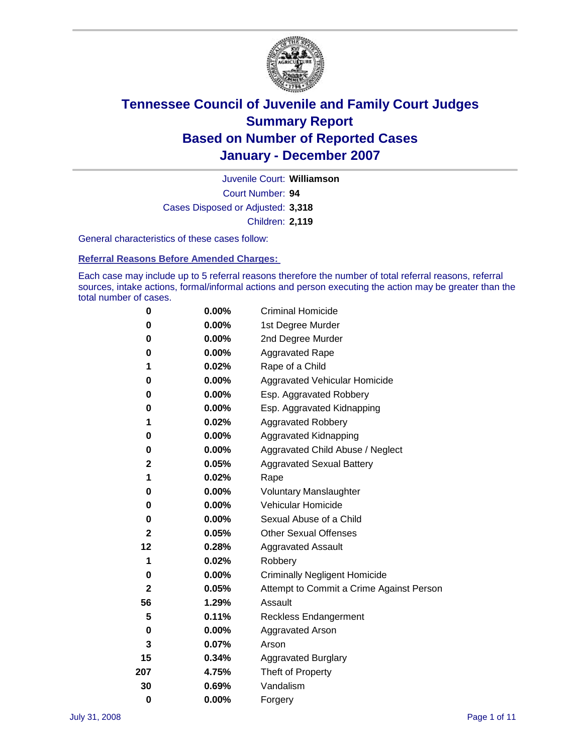# Tennessee Council of Juvenile and Family Court Judges
# Summary Report
# Based on Number of Reported Cases
# January - December 2007

Juvenile Court: **Williamson**

Court Number: **94**

Cases Disposed or Adjusted: **3,318**

Children: **2,119**

General characteristics of these cases follow:

### Referral Reasons Before Amended Charges:

Each case may include up to 5 referral reasons therefore the number of total referral reasons, referral sources, intake actions, formal/informal actions and person executing the action may be greater than the total number of cases.

| | | |
|---|---|---|
| 0 | 0.00% | Criminal Homicide |
| 0 | 0.00% | 1st Degree Murder |
| 0 | 0.00% | 2nd Degree Murder |
| 0 | 0.00% | Aggravated Rape |
| 1 | 0.02% | Rape of a Child |
| 0 | 0.00% | Aggravated Vehicular Homicide |
| 0 | 0.00% | Esp. Aggravated Robbery |
| 0 | 0.00% | Esp. Aggravated Kidnapping |
| 1 | 0.02% | Aggravated Robbery |
| 0 | 0.00% | Aggravated Kidnapping |
| 0 | 0.00% | Aggravated Child Abuse / Neglect |
| 2 | 0.05% | Aggravated Sexual Battery |
| 1 | 0.02% | Rape |
| 0 | 0.00% | Voluntary Manslaughter |
| 0 | 0.00% | Vehicular Homicide |
| 0 | 0.00% | Sexual Abuse of a Child |
| 2 | 0.05% | Other Sexual Offenses |
| 12 | 0.28% | Aggravated Assault |
| 1 | 0.02% | Robbery |
| 0 | 0.00% | Criminally Negligent Homicide |
| 2 | 0.05% | Attempt to Commit a Crime Against Person |
| 56 | 1.29% | Assault |
| 5 | 0.11% | Reckless Endangerment |
| 0 | 0.00% | Aggravated Arson |
| 3 | 0.07% | Arson |
| 15 | 0.34% | Aggravated Burglary |
| 207 | 4.75% | Theft of Property |
| 30 | 0.69% | Vandalism |
| 0 | 0.00% | Forgery |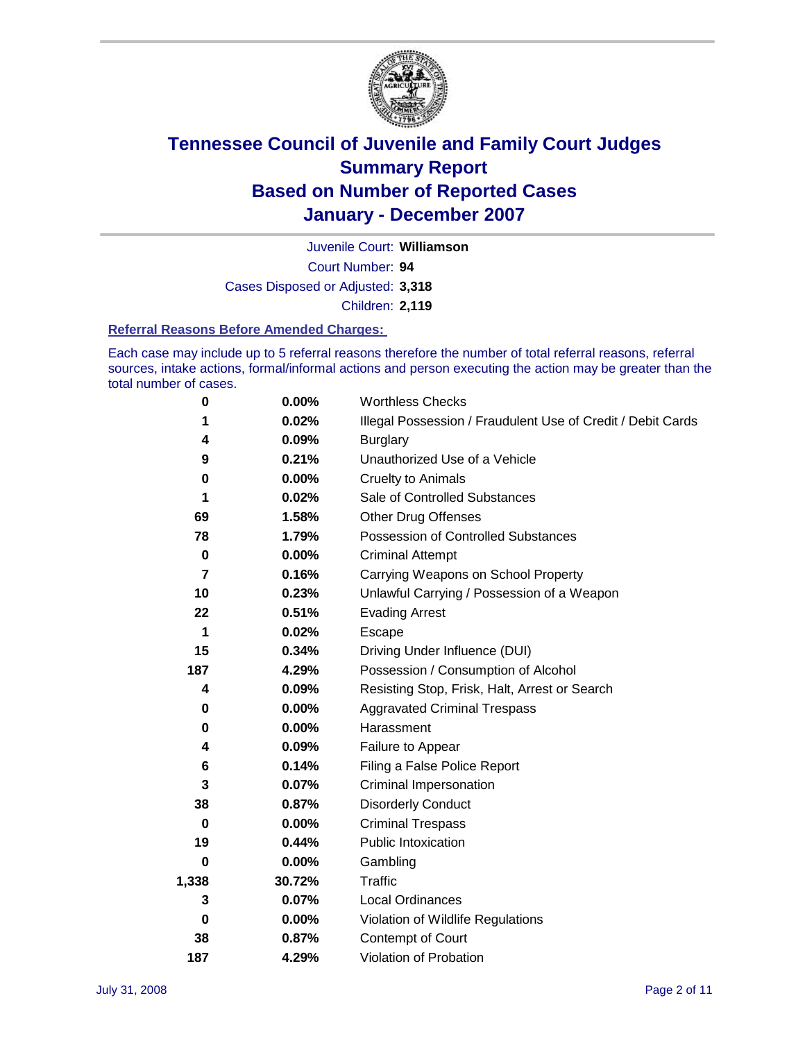# Tennessee Council of Juvenile and Family Court Judges
# Summary Report
# Based on Number of Reported Cases
# January - December 2007

Juvenile Court: **Williamson**

Court Number: **94**

Cases Disposed or Adjusted: **3,318**

Children: **2,119**

### Referral Reasons Before Amended Charges:

Each case may include up to 5 referral reasons therefore the number of total referral reasons, referral sources, intake actions, formal/informal actions and person executing the action may be greater than the total number of cases.

| Count | Percent | Referral Reason |
|---|---|---|
| 0 | 0.00% | Worthless Checks |
| 1 | 0.02% | Illegal Possession / Fraudulent Use of Credit / Debit Cards |
| 4 | 0.09% | Burglary |
| 9 | 0.21% | Unauthorized Use of a Vehicle |
| 0 | 0.00% | Cruelty to Animals |
| 1 | 0.02% | Sale of Controlled Substances |
| 69 | 1.58% | Other Drug Offenses |
| 78 | 1.79% | Possession of Controlled Substances |
| 0 | 0.00% | Criminal Attempt |
| 7 | 0.16% | Carrying Weapons on School Property |
| 10 | 0.23% | Unlawful Carrying / Possession of a Weapon |
| 22 | 0.51% | Evading Arrest |
| 1 | 0.02% | Escape |
| 15 | 0.34% | Driving Under Influence (DUI) |
| 187 | 4.29% | Possession / Consumption of Alcohol |
| 4 | 0.09% | Resisting Stop, Frisk, Halt, Arrest or Search |
| 0 | 0.00% | Aggravated Criminal Trespass |
| 0 | 0.00% | Harassment |
| 4 | 0.09% | Failure to Appear |
| 6 | 0.14% | Filing a False Police Report |
| 3 | 0.07% | Criminal Impersonation |
| 38 | 0.87% | Disorderly Conduct |
| 0 | 0.00% | Criminal Trespass |
| 19 | 0.44% | Public Intoxication |
| 0 | 0.00% | Gambling |
| 1,338 | 30.72% | Traffic |
| 3 | 0.07% | Local Ordinances |
| 0 | 0.00% | Violation of Wildlife Regulations |
| 38 | 0.87% | Contempt of Court |
| 187 | 4.29% | Violation of Probation |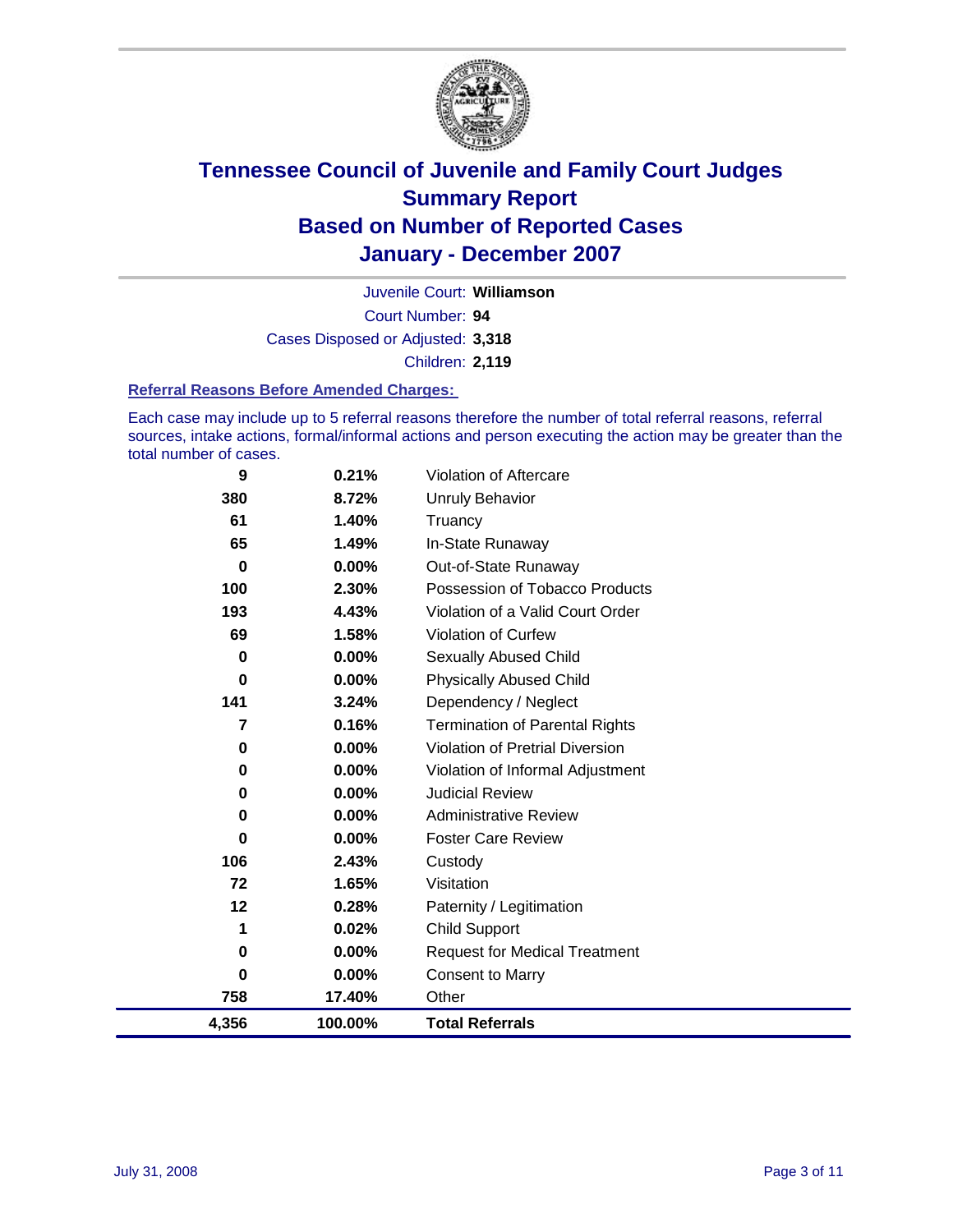# Tennessee Council of Juvenile and Family Court Judges
## Summary Report
## Based on Number of Reported Cases
## January - December 2007

Juvenile Court: **Williamson**

Court Number: **94**

Cases Disposed or Adjusted: **3,318**

Children: **2,119**

### Referral Reasons Before Amended Charges:

Each case may include up to 5 referral reasons therefore the number of total referral reasons, referral sources, intake actions, formal/informal actions and person executing the action may be greater than the total number of cases.

| Count | Percent | Referral Reason |
|---|---|---|
| 9 | 0.21% | Violation of Aftercare |
| 380 | 8.72% | Unruly Behavior |
| 61 | 1.40% | Truancy |
| 65 | 1.49% | In-State Runaway |
| 0 | 0.00% | Out-of-State Runaway |
| 100 | 2.30% | Possession of Tobacco Products |
| 193 | 4.43% | Violation of a Valid Court Order |
| 69 | 1.58% | Violation of Curfew |
| 0 | 0.00% | Sexually Abused Child |
| 0 | 0.00% | Physically Abused Child |
| 141 | 3.24% | Dependency / Neglect |
| 7 | 0.16% | Termination of Parental Rights |
| 0 | 0.00% | Violation of Pretrial Diversion |
| 0 | 0.00% | Violation of Informal Adjustment |
| 0 | 0.00% | Judicial Review |
| 0 | 0.00% | Administrative Review |
| 0 | 0.00% | Foster Care Review |
| 106 | 2.43% | Custody |
| 72 | 1.65% | Visitation |
| 12 | 0.28% | Paternity / Legitimation |
| 1 | 0.02% | Child Support |
| 0 | 0.00% | Request for Medical Treatment |
| 0 | 0.00% | Consent to Marry |
| 758 | 17.40% | Other |
| **4,356** | **100.00%** | **Total Referrals** |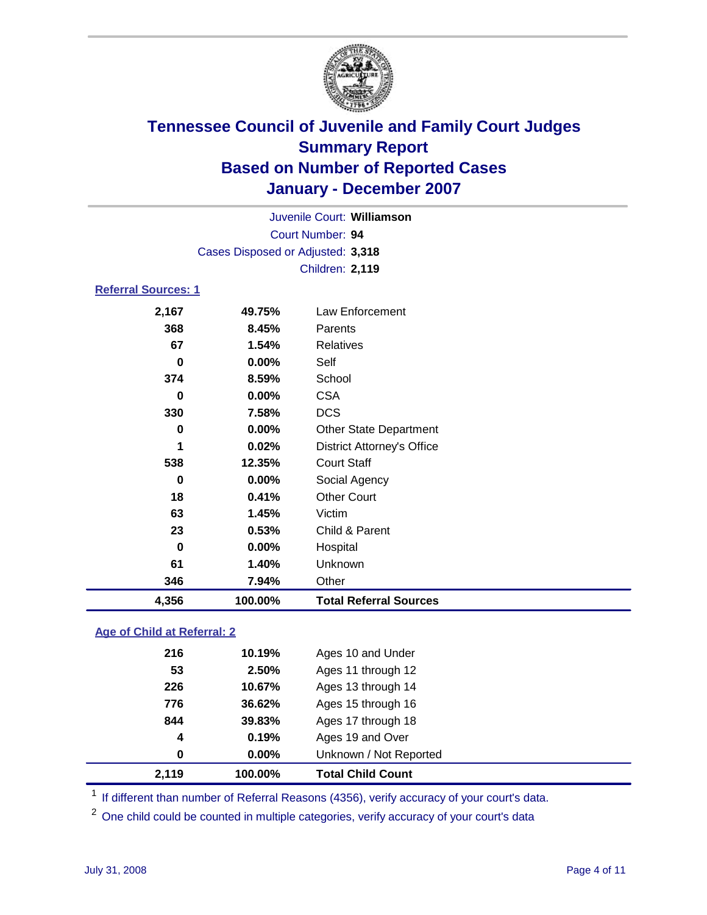# Tennessee Council of Juvenile and Family Court Judges
## Summary Report
## Based on Number of Reported Cases
## January - December 2007

Juvenile Court: **Williamson**
Court Number: **94**
Cases Disposed or Adjusted: **3,318**
Children: **2,119**

### Referral Sources: 1

| Count | Percent | Source |
|---|---|---|
| 2,167 | 49.75% | Law Enforcement |
| 368 | 8.45% | Parents |
| 67 | 1.54% | Relatives |
| 0 | 0.00% | Self |
| 374 | 8.59% | School |
| 0 | 0.00% | CSA |
| 330 | 7.58% | DCS |
| 0 | 0.00% | Other State Department |
| 1 | 0.02% | District Attorney's Office |
| 538 | 12.35% | Court Staff |
| 0 | 0.00% | Social Agency |
| 18 | 0.41% | Other Court |
| 63 | 1.45% | Victim |
| 23 | 0.53% | Child & Parent |
| 0 | 0.00% | Hospital |
| 61 | 1.40% | Unknown |
| 346 | 7.94% | Other |
| **4,356** | **100.00%** | **Total Referral Sources** |

### Age of Child at Referral: 2

| Count | Percent | Age |
|---|---|---|
| 216 | 10.19% | Ages 10 and Under |
| 53 | 2.50% | Ages 11 through 12 |
| 226 | 10.67% | Ages 13 through 14 |
| 776 | 36.62% | Ages 15 through 16 |
| 844 | 39.83% | Ages 17 through 18 |
| 4 | 0.19% | Ages 19 and Over |
| 0 | 0.00% | Unknown / Not Reported |
| **2,119** | **100.00%** | **Total Child Count** |

[1] If different than number of Referral Reasons (4356), verify accuracy of your court's data.

[2] One child could be counted in multiple categories, verify accuracy of your court's data

July 31, 2008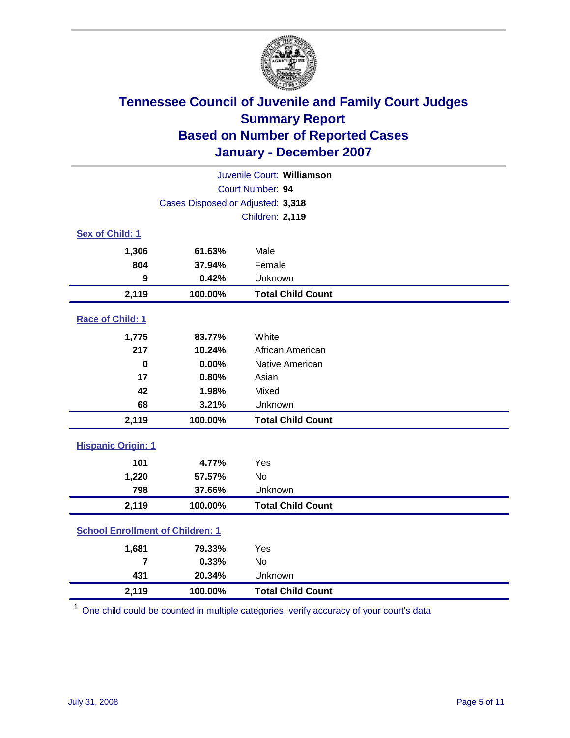# Tennessee Council of Juvenile and Family Court Judges
## Summary Report
## Based on Number of Reported Cases
## January - December 2007

Juvenile Court: **Williamson**
Court Number: **94**
Cases Disposed or Adjusted: **3,318**
Children: **2,119**

### Sex of Child: 1

| Count | Percent | Category |
|---|---|---|
| 1,306 | 61.63% | Male |
| 804 | 37.94% | Female |
| 9 | 0.42% | Unknown |
| **2,119** | **100.00%** | **Total Child Count** |

### Race of Child: 1

| Count | Percent | Category |
|---|---|---|
| 1,775 | 83.77% | White |
| 217 | 10.24% | African American |
| 0 | 0.00% | Native American |
| 17 | 0.80% | Asian |
| 42 | 1.98% | Mixed |
| 68 | 3.21% | Unknown |
| **2,119** | **100.00%** | **Total Child Count** |

### Hispanic Origin: 1

| Count | Percent | Category |
|---|---|---|
| 101 | 4.77% | Yes |
| 1,220 | 57.57% | No |
| 798 | 37.66% | Unknown |
| **2,119** | **100.00%** | **Total Child Count** |

### School Enrollment of Children: 1

| Count | Percent | Category |
|---|---|---|
| 1,681 | 79.33% | Yes |
| 7 | 0.33% | No |
| 431 | 20.34% | Unknown |
| **2,119** | **100.00%** | **Total Child Count** |

[1] One child could be counted in multiple categories, verify accuracy of your court's data

July 31, 2008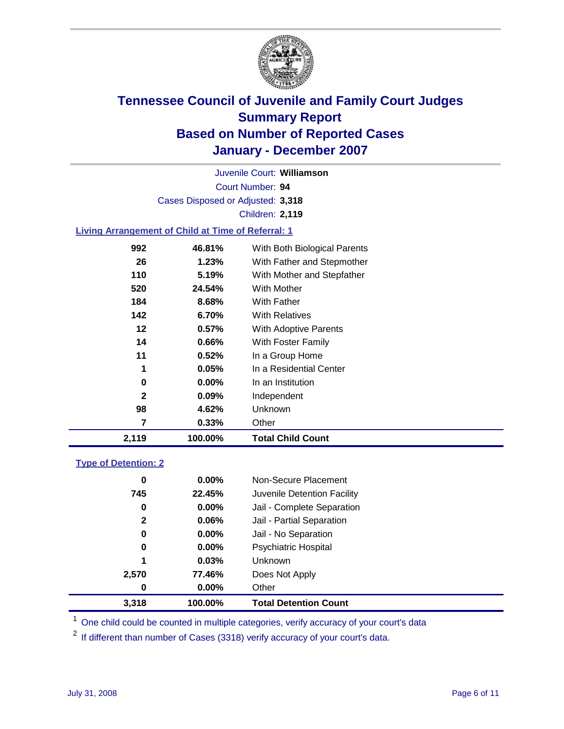# Tennessee Council of Juvenile and Family Court Judges
## Summary Report
## Based on Number of Reported Cases
## January - December 2007

Juvenile Court: **Williamson**

Court Number: **94**

Cases Disposed or Adjusted: **3,318**

Children: **2,119**

### Living Arrangement of Child at Time of Referral: 1

| Count | Percent | Category |
|---|---|---|
| 992 | 46.81% | With Both Biological Parents |
| 26 | 1.23% | With Father and Stepmother |
| 110 | 5.19% | With Mother and Stepfather |
| 520 | 24.54% | With Mother |
| 184 | 8.68% | With Father |
| 142 | 6.70% | With Relatives |
| 12 | 0.57% | With Adoptive Parents |
| 14 | 0.66% | With Foster Family |
| 11 | 0.52% | In a Group Home |
| 1 | 0.05% | In a Residential Center |
| 0 | 0.00% | In an Institution |
| 2 | 0.09% | Independent |
| 98 | 4.62% | Unknown |
| 7 | 0.33% | Other |
| **2,119** | **100.00%** | **Total Child Count** |

### Type of Detention: 2

| Count | Percent | Category |
|---|---|---|
| 0 | 0.00% | Non-Secure Placement |
| 745 | 22.45% | Juvenile Detention Facility |
| 0 | 0.00% | Jail - Complete Separation |
| 2 | 0.06% | Jail - Partial Separation |
| 0 | 0.00% | Jail - No Separation |
| 0 | 0.00% | Psychiatric Hospital |
| 1 | 0.03% | Unknown |
| 2,570 | 77.46% | Does Not Apply |
| 0 | 0.00% | Other |
| **3,318** | **100.00%** | **Total Detention Count** |

[1] One child could be counted in multiple categories, verify accuracy of your court's data

[2] If different than number of Cases (3318) verify accuracy of your court's data.

July 31, 2008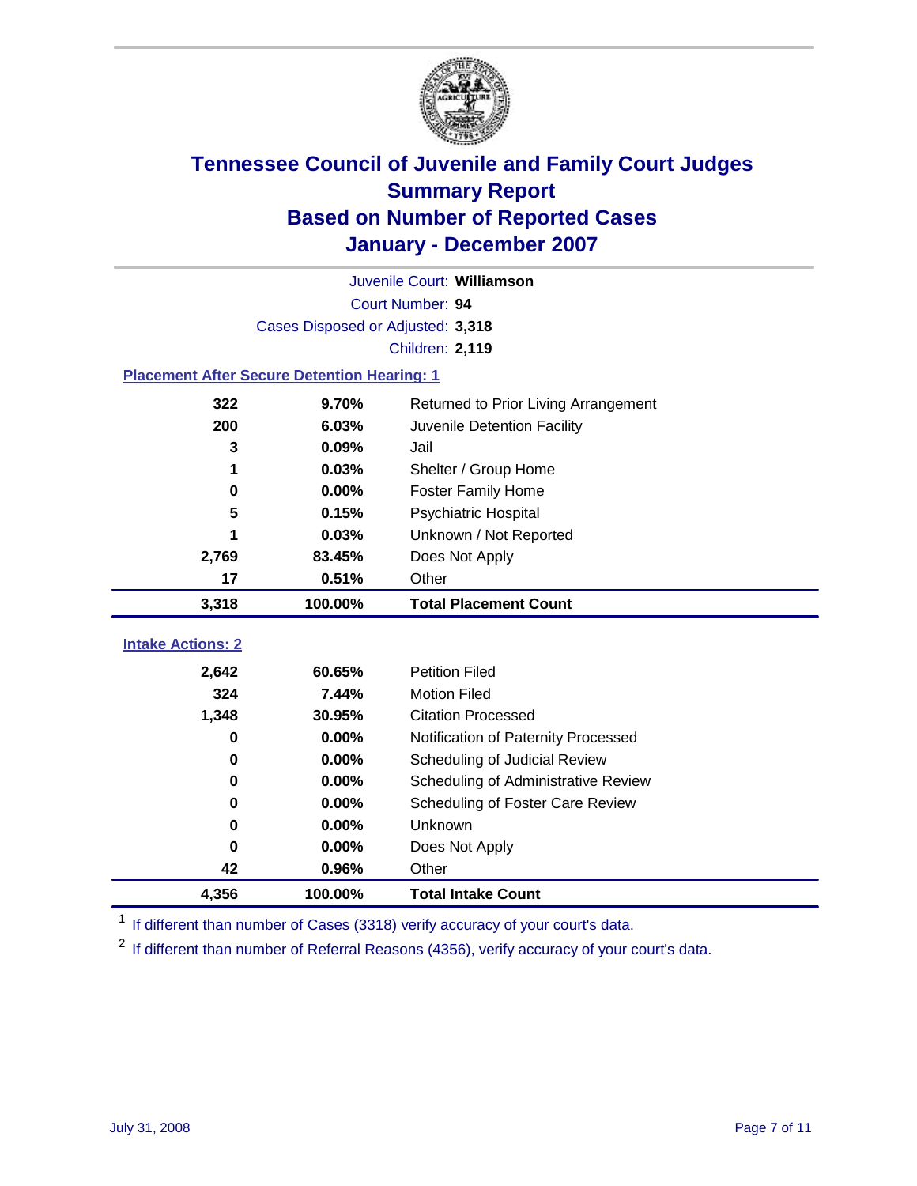# Tennessee Council of Juvenile and Family Court Judges
## Summary Report
## Based on Number of Reported Cases
## January - December 2007

Juvenile Court: **Williamson**
Court Number: **94**
Cases Disposed or Adjusted: **3,318**
Children: **2,119**

### Placement After Secure Detention Hearing: 1

| | | |
|---|---|---|
| 322 | 9.70% | Returned to Prior Living Arrangement |
| 200 | 6.03% | Juvenile Detention Facility |
| 3 | 0.09% | Jail |
| 1 | 0.03% | Shelter / Group Home |
| 0 | 0.00% | Foster Family Home |
| 5 | 0.15% | Psychiatric Hospital |
| 1 | 0.03% | Unknown / Not Reported |
| 2,769 | 83.45% | Does Not Apply |
| 17 | 0.51% | Other |
| **3,318** | **100.00%** | **Total Placement Count** |

### Intake Actions: 2

| | | |
|---|---|---|
| 2,642 | 60.65% | Petition Filed |
| 324 | 7.44% | Motion Filed |
| 1,348 | 30.95% | Citation Processed |
| 0 | 0.00% | Notification of Paternity Processed |
| 0 | 0.00% | Scheduling of Judicial Review |
| 0 | 0.00% | Scheduling of Administrative Review |
| 0 | 0.00% | Scheduling of Foster Care Review |
| 0 | 0.00% | Unknown |
| 0 | 0.00% | Does Not Apply |
| 42 | 0.96% | Other |
| **4,356** | **100.00%** | **Total Intake Count** |

[1] If different than number of Cases (3318) verify accuracy of your court's data.

[2] If different than number of Referral Reasons (4356), verify accuracy of your court's data.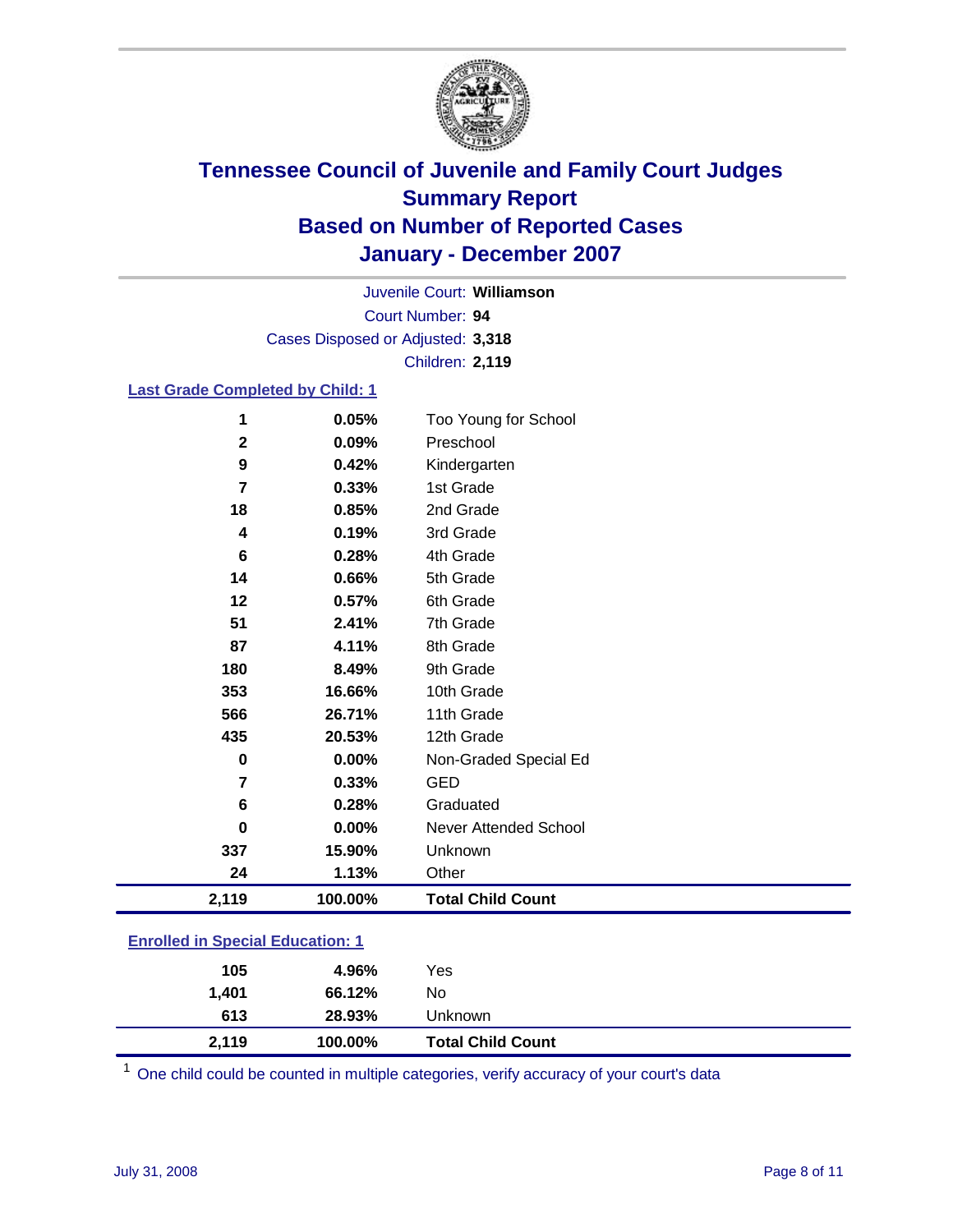# Tennessee Council of Juvenile and Family Court Judges
## Summary Report
## Based on Number of Reported Cases
## January - December 2007

Juvenile Court: **Williamson**
Court Number: **94**
Cases Disposed or Adjusted: **3,318**
Children: **2,119**

### Last Grade Completed by Child: 1

| Count | Percent | Category |
|---|---|---|
| 1 | 0.05% | Too Young for School |
| 2 | 0.09% | Preschool |
| 9 | 0.42% | Kindergarten |
| 7 | 0.33% | 1st Grade |
| 18 | 0.85% | 2nd Grade |
| 4 | 0.19% | 3rd Grade |
| 6 | 0.28% | 4th Grade |
| 14 | 0.66% | 5th Grade |
| 12 | 0.57% | 6th Grade |
| 51 | 2.41% | 7th Grade |
| 87 | 4.11% | 8th Grade |
| 180 | 8.49% | 9th Grade |
| 353 | 16.66% | 10th Grade |
| 566 | 26.71% | 11th Grade |
| 435 | 20.53% | 12th Grade |
| 0 | 0.00% | Non-Graded Special Ed |
| 7 | 0.33% | GED |
| 6 | 0.28% | Graduated |
| 0 | 0.00% | Never Attended School |
| 337 | 15.90% | Unknown |
| 24 | 1.13% | Other |
| **2,119** | **100.00%** | **Total Child Count** |

### Enrolled in Special Education: 1

| Count | Percent | Category |
|---|---|---|
| 105 | 4.96% | Yes |
| 1,401 | 66.12% | No |
| 613 | 28.93% | Unknown |
| **2,119** | **100.00%** | **Total Child Count** |

[1] One child could be counted in multiple categories, verify accuracy of your court's data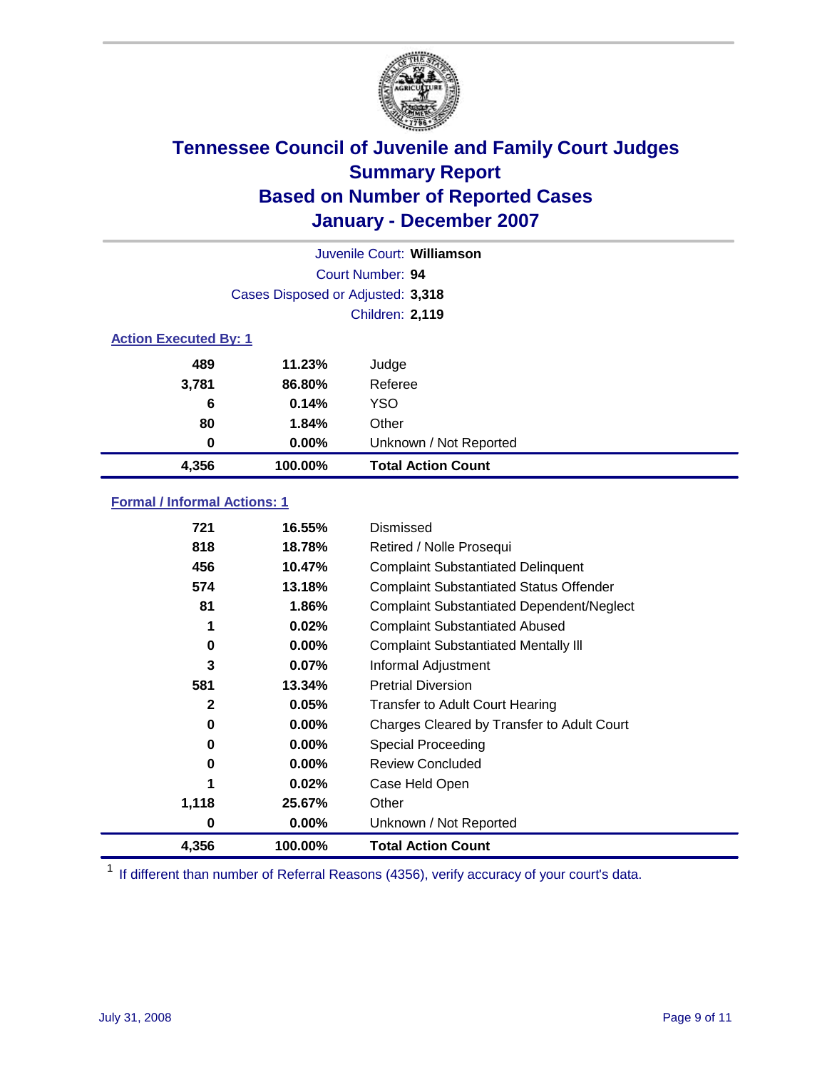# Tennessee Council of Juvenile and Family Court Judges
## Summary Report
## Based on Number of Reported Cases
## January - December 2007

Juvenile Court: **Williamson**
Court Number: **94**
Cases Disposed or Adjusted: **3,318**
Children: **2,119**

### Action Executed By: 1

| | | |
|---|---|---|
| 489 | 11.23% | Judge |
| 3,781 | 86.80% | Referee |
| 6 | 0.14% | YSO |
| 80 | 1.84% | Other |
| 0 | 0.00% | Unknown / Not Reported |
| **4,356** | **100.00%** | **Total Action Count** |

### Formal / Informal Actions: 1

| | | |
|---|---|---|
| 721 | 16.55% | Dismissed |
| 818 | 18.78% | Retired / Nolle Prosequi |
| 456 | 10.47% | Complaint Substantiated Delinquent |
| 574 | 13.18% | Complaint Substantiated Status Offender |
| 81 | 1.86% | Complaint Substantiated Dependent/Neglect |
| 1 | 0.02% | Complaint Substantiated Abused |
| 0 | 0.00% | Complaint Substantiated Mentally Ill |
| 3 | 0.07% | Informal Adjustment |
| 581 | 13.34% | Pretrial Diversion |
| 2 | 0.05% | Transfer to Adult Court Hearing |
| 0 | 0.00% | Charges Cleared by Transfer to Adult Court |
| 0 | 0.00% | Special Proceeding |
| 0 | 0.00% | Review Concluded |
| 1 | 0.02% | Case Held Open |
| 1,118 | 25.67% | Other |
| 0 | 0.00% | Unknown / Not Reported |
| **4,356** | **100.00%** | **Total Action Count** |

[1] If different than number of Referral Reasons (4356), verify accuracy of your court's data.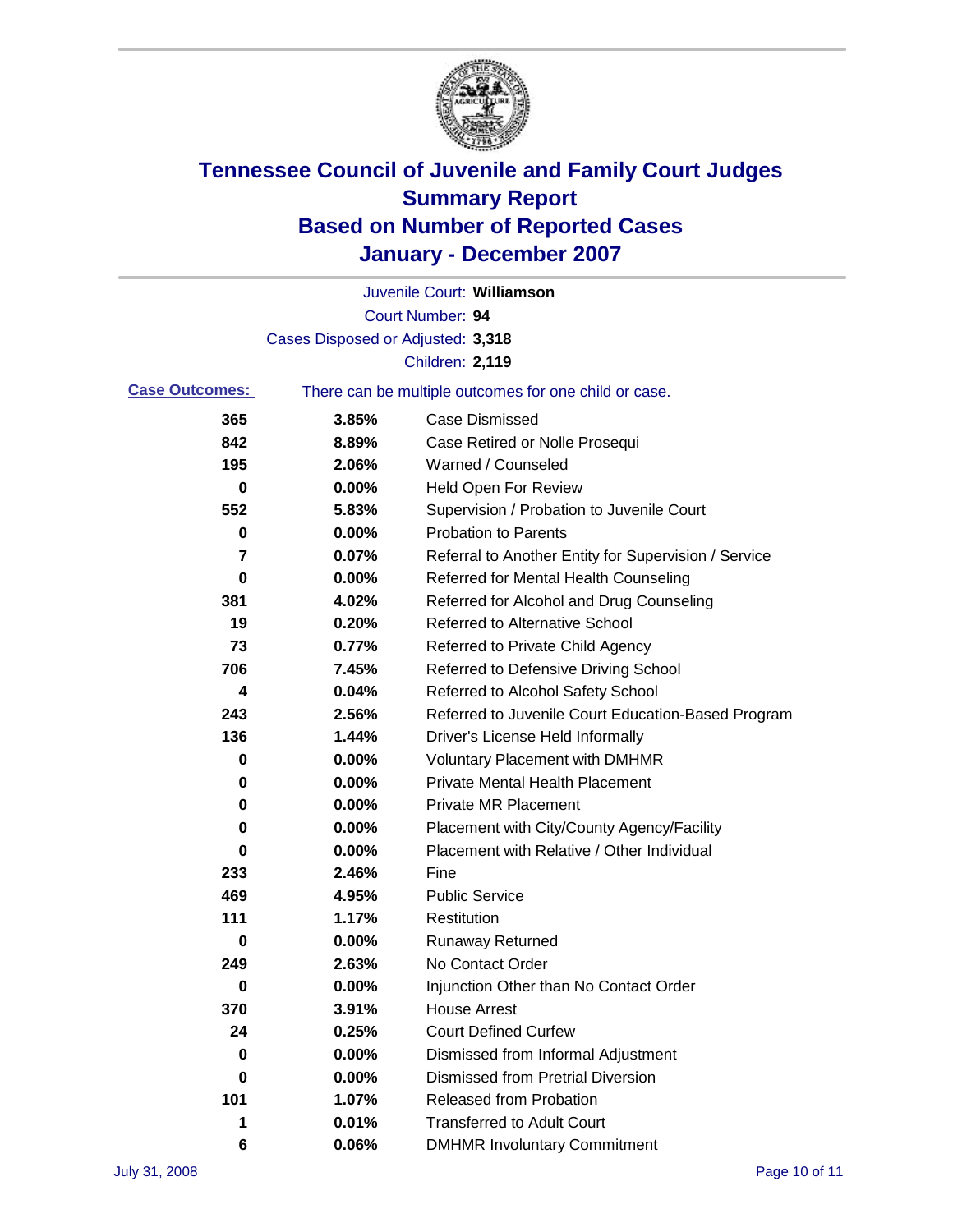# Tennessee Council of Juvenile and Family Court Judges
## Summary Report
## Based on Number of Reported Cases
## January - December 2007

Juvenile Court: **Williamson**

Court Number: **94**

Cases Disposed or Adjusted: **3,318**

Children: **2,119**

**Case Outcomes:** There can be multiple outcomes for one child or case.

| Count | Percent | Outcome |
|---|---|---|
| 365 | 3.85% | Case Dismissed |
| 842 | 8.89% | Case Retired or Nolle Prosequi |
| 195 | 2.06% | Warned / Counseled |
| 0 | 0.00% | Held Open For Review |
| 552 | 5.83% | Supervision / Probation to Juvenile Court |
| 0 | 0.00% | Probation to Parents |
| 7 | 0.07% | Referral to Another Entity for Supervision / Service |
| 0 | 0.00% | Referred for Mental Health Counseling |
| 381 | 4.02% | Referred for Alcohol and Drug Counseling |
| 19 | 0.20% | Referred to Alternative School |
| 73 | 0.77% | Referred to Private Child Agency |
| 706 | 7.45% | Referred to Defensive Driving School |
| 4 | 0.04% | Referred to Alcohol Safety School |
| 243 | 2.56% | Referred to Juvenile Court Education-Based Program |
| 136 | 1.44% | Driver's License Held Informally |
| 0 | 0.00% | Voluntary Placement with DMHMR |
| 0 | 0.00% | Private Mental Health Placement |
| 0 | 0.00% | Private MR Placement |
| 0 | 0.00% | Placement with City/County Agency/Facility |
| 0 | 0.00% | Placement with Relative / Other Individual |
| 233 | 2.46% | Fine |
| 469 | 4.95% | Public Service |
| 111 | 1.17% | Restitution |
| 0 | 0.00% | Runaway Returned |
| 249 | 2.63% | No Contact Order |
| 0 | 0.00% | Injunction Other than No Contact Order |
| 370 | 3.91% | House Arrest |
| 24 | 0.25% | Court Defined Curfew |
| 0 | 0.00% | Dismissed from Informal Adjustment |
| 0 | 0.00% | Dismissed from Pretrial Diversion |
| 101 | 1.07% | Released from Probation |
| 1 | 0.01% | Transferred to Adult Court |
| 6 | 0.06% | DMHMR Involuntary Commitment |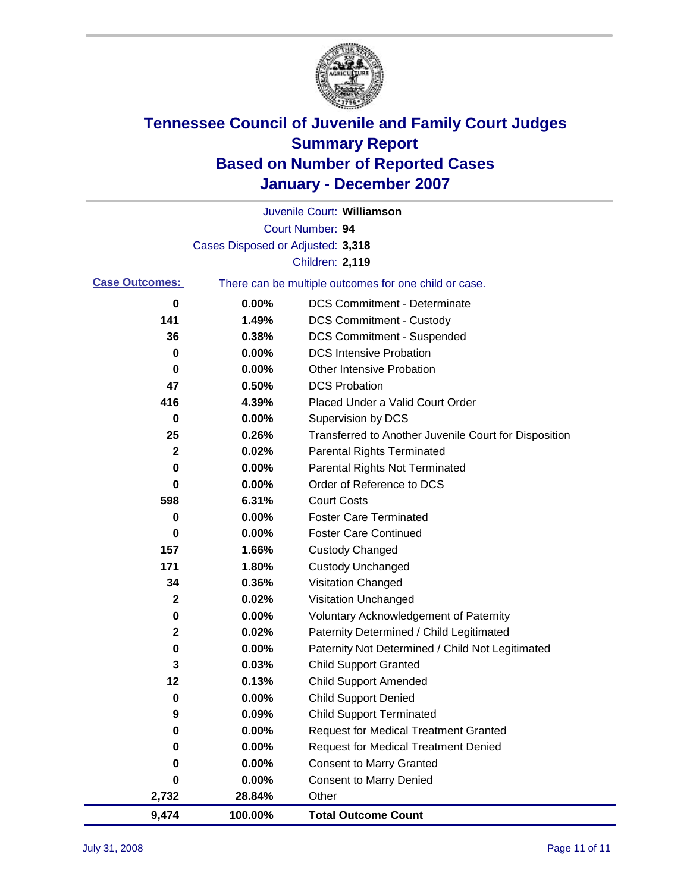# Tennessee Council of Juvenile and Family Court Judges
## Summary Report
## Based on Number of Reported Cases
## January - December 2007

Juvenile Court: **Williamson**

Court Number: **94**

Cases Disposed or Adjusted: **3,318**

Children: **2,119**

**Case Outcomes:** There can be multiple outcomes for one child or case.

| | | |
|---|---|---|
| 0 | 0.00% | DCS Commitment - Determinate |
| 141 | 1.49% | DCS Commitment - Custody |
| 36 | 0.38% | DCS Commitment - Suspended |
| 0 | 0.00% | DCS Intensive Probation |
| 0 | 0.00% | Other Intensive Probation |
| 47 | 0.50% | DCS Probation |
| 416 | 4.39% | Placed Under a Valid Court Order |
| 0 | 0.00% | Supervision by DCS |
| 25 | 0.26% | Transferred to Another Juvenile Court for Disposition |
| 2 | 0.02% | Parental Rights Terminated |
| 0 | 0.00% | Parental Rights Not Terminated |
| 0 | 0.00% | Order of Reference to DCS |
| 598 | 6.31% | Court Costs |
| 0 | 0.00% | Foster Care Terminated |
| 0 | 0.00% | Foster Care Continued |
| 157 | 1.66% | Custody Changed |
| 171 | 1.80% | Custody Unchanged |
| 34 | 0.36% | Visitation Changed |
| 2 | 0.02% | Visitation Unchanged |
| 0 | 0.00% | Voluntary Acknowledgement of Paternity |
| 2 | 0.02% | Paternity Determined / Child Legitimated |
| 0 | 0.00% | Paternity Not Determined / Child Not Legitimated |
| 3 | 0.03% | Child Support Granted |
| 12 | 0.13% | Child Support Amended |
| 0 | 0.00% | Child Support Denied |
| 9 | 0.09% | Child Support Terminated |
| 0 | 0.00% | Request for Medical Treatment Granted |
| 0 | 0.00% | Request for Medical Treatment Denied |
| 0 | 0.00% | Consent to Marry Granted |
| 0 | 0.00% | Consent to Marry Denied |
| 2,732 | 28.84% | Other |
| **9,474** | **100.00%** | **Total Outcome Count** |